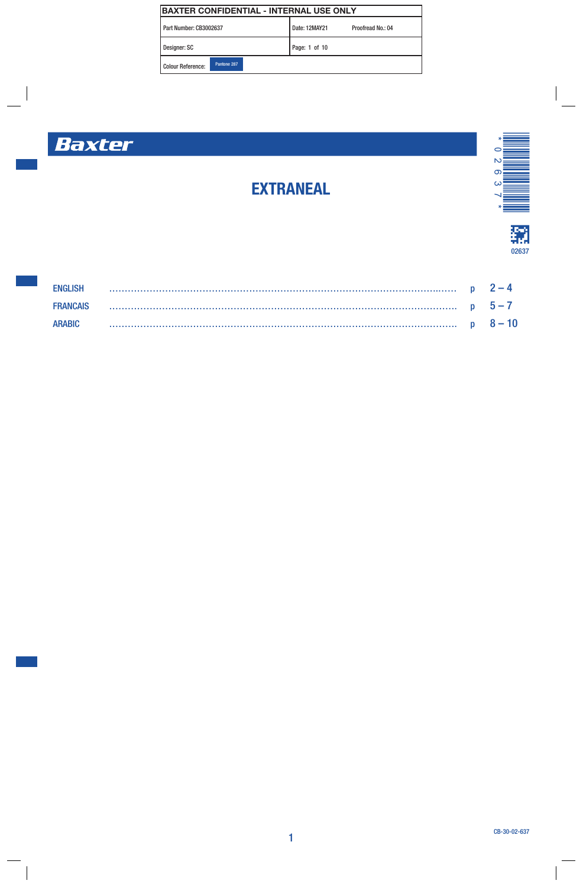| BAXTER CONFIDENTIAL - INTERNAL USE ONLY | |
| --- | --- |
| Part Number: CB3002637 | Date: 12MAY21 Proofread No.: 04 |
| Designer: SC | Page: 1 of 10 |
| Colour Reference: Pantone 287 | |

Baxter

# EXTRANEAL

*02637*

02637

| | | |
| --- | --- | --- |
| ENGLISH | p | 2 – 4 |
| FRANCAIS | p | 5 – 7 |
| ARABIC | p | 8 – 10 |

CB-30-02-637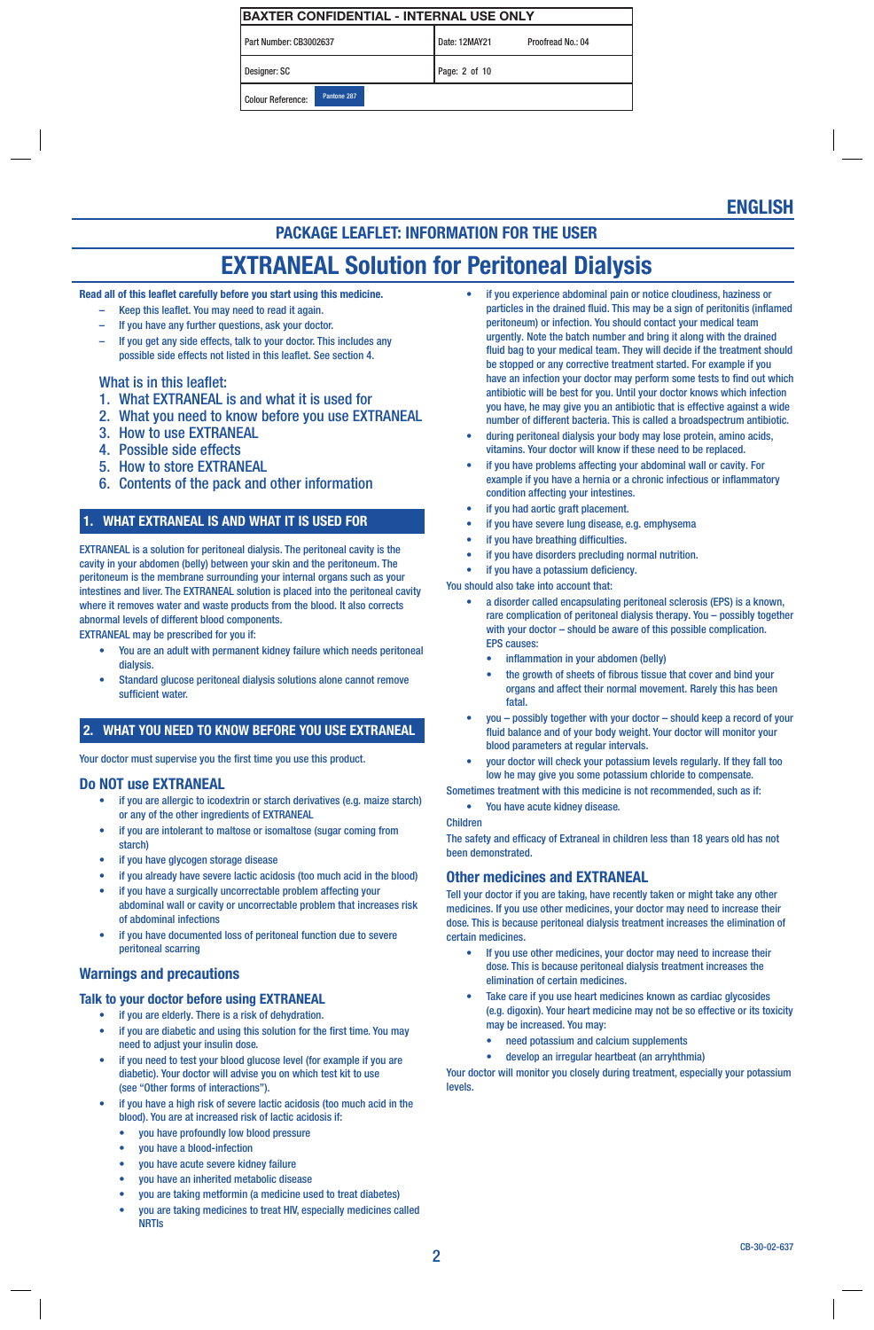ENGLISH

## PACKAGE LEAFLET: INFORMATION FOR THE USER

# EXTRANEAL Solution for Peritoneal Dialysis

**Read all of this leaflet carefully before you start using this medicine.**

- Keep this leaflet. You may need to read it again.
- If you have any further questions, ask your doctor.
- If you get any side effects, talk to your doctor. This includes any possible side effects not listed in this leaflet. See section 4.

What is in this leaflet:

1. What EXTRANEAL is and what it is used for
2. What you need to know before you use EXTRANEAL
3. How to use EXTRANEAL
4. Possible side effects
5. How to store EXTRANEAL
6. Contents of the pack and other information

## 1. WHAT EXTRANEAL IS AND WHAT IT IS USED FOR

EXTRANEAL is a solution for peritoneal dialysis. The peritoneal cavity is the cavity in your abdomen (belly) between your skin and the peritoneum. The peritoneum is the membrane surrounding your internal organs such as your intestines and liver. The EXTRANEAL solution is placed into the peritoneal cavity where it removes water and waste products from the blood. It also corrects abnormal levels of different blood components.

EXTRANEAL may be prescribed for you if:

- You are an adult with permanent kidney failure which needs peritoneal dialysis.
- Standard glucose peritoneal dialysis solutions alone cannot remove sufficient water.

## 2. WHAT YOU NEED TO KNOW BEFORE YOU USE EXTRANEAL

Your doctor must supervise you the first time you use this product.

### Do NOT use EXTRANEAL

- if you are allergic to icodextrin or starch derivatives (e.g. maize starch) or any of the other ingredients of EXTRANEAL
- if you are intolerant to maltose or isomaltose (sugar coming from starch)
- if you have glycogen storage disease
- if you already have severe lactic acidosis (too much acid in the blood)
- if you have a surgically uncorrectable problem affecting your abdominal wall or cavity or uncorrectable problem that increases risk of abdominal infections
- if you have documented loss of peritoneal function due to severe peritoneal scarring

### Warnings and precautions

#### Talk to your doctor before using EXTRANEAL

- if you are elderly. There is a risk of dehydration.
- if you are diabetic and using this solution for the first time. You may need to adjust your insulin dose.
- if you need to test your blood glucose level (for example if you are diabetic). Your doctor will advise you on which test kit to use (see “Other forms of interactions”).
- if you have a high risk of severe lactic acidosis (too much acid in the blood). You are at increased risk of lactic acidosis if:
  - you have profoundly low blood pressure
  - you have a blood-infection
  - you have acute severe kidney failure
  - you have an inherited metabolic disease
  - you are taking metformin (a medicine used to treat diabetes)
  - you are taking medicines to treat HIV, especially medicines called NRTIs
- if you experience abdominal pain or notice cloudiness, haziness or particles in the drained fluid. This may be a sign of peritonitis (inflamed peritoneum) or infection. You should contact your medical team urgently. Note the batch number and bring it along with the drained fluid bag to your medical team. They will decide if the treatment should be stopped or any corrective treatment started. For example if you have an infection your doctor may perform some tests to find out which antibiotic will be best for you. Until your doctor knows which infection you have, he may give you an antibiotic that is effective against a wide number of different bacteria. This is called a broadspectrum antibiotic.
- during peritoneal dialysis your body may lose protein, amino acids, vitamins. Your doctor will know if these need to be replaced.
- if you have problems affecting your abdominal wall or cavity. For example if you have a hernia or a chronic infectious or inflammatory condition affecting your intestines.
- if you had aortic graft placement.
- if you have severe lung disease, e.g. emphysema
- if you have breathing difficulties.
- if you have disorders precluding normal nutrition.
- if you have a potassium deficiency.

You should also take into account that:

- a disorder called encapsulating peritoneal sclerosis (EPS) is a known, rare complication of peritoneal dialysis therapy. You – possibly together with your doctor – should be aware of this possible complication. EPS causes:
  - inflammation in your abdomen (belly)
  - the growth of sheets of fibrous tissue that cover and bind your organs and affect their normal movement. Rarely this has been fatal.
- you – possibly together with your doctor – should keep a record of your fluid balance and of your body weight. Your doctor will monitor your blood parameters at regular intervals.
- your doctor will check your potassium levels regularly. If they fall too low he may give you some potassium chloride to compensate.

Sometimes treatment with this medicine is not recommended, such as if:

- You have acute kidney disease.

Children

The safety and efficacy of Extraneal in children less than 18 years old has not been demonstrated.

### Other medicines and EXTRANEAL

Tell your doctor if you are taking, have recently taken or might take any other medicines. If you use other medicines, your doctor may need to increase their dose. This is because peritoneal dialysis treatment increases the elimination of certain medicines.

- If you use other medicines, your doctor may need to increase their dose. This is because peritoneal dialysis treatment increases the elimination of certain medicines.
- Take care if you use heart medicines known as cardiac glycosides (e.g. digoxin). Your heart medicine may not be so effective or its toxicity may be increased. You may:
  - need potassium and calcium supplements
  - develop an irregular heartbeat (an arryhthmia)

Your doctor will monitor you closely during treatment, especially your potassium levels.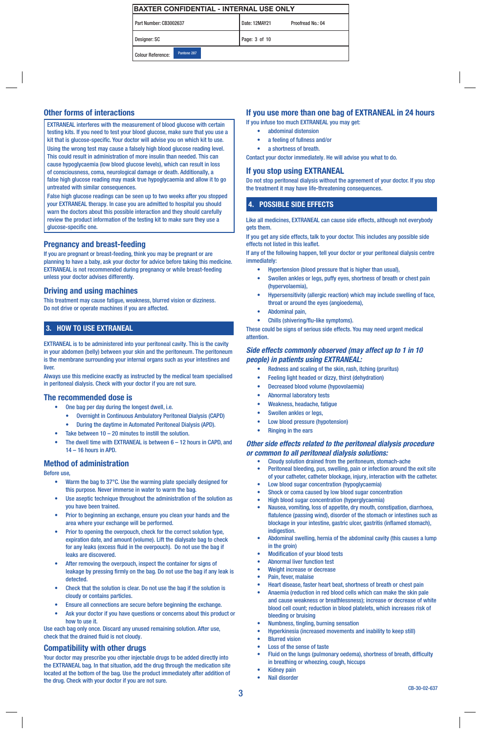## Other forms of interactions

EXTRANEAL interferes with the measurement of blood glucose with certain testing kits. If you need to test your blood glucose, make sure that you use a kit that is glucose-specific. Your doctor will advise you on which kit to use.

Using the wrong test may cause a falsely high blood glucose reading level. This could result in administration of more insulin than needed. This can cause hypoglycaemia (low blood glucose levels), which can result in loss of consciousness, coma, neurological damage or death. Additionally, a false high glucose reading may mask true hypoglycaemia and allow it to go untreated with similar consequences.

False high glucose readings can be seen up to two weeks after you stopped your EXTRANEAL therapy. In case you are admitted to hospital you should warn the doctors about this possible interaction and they should carefully review the product information of the testing kit to make sure they use a glucose-specific one.

## Pregnancy and breast-feeding

If you are pregnant or breast-feeding, think you may be pregnant or are planning to have a baby, ask your doctor for advice before taking this medicine. EXTRANEAL is not recommended during pregnancy or while breast-feeding unless your doctor advises differently.

## Driving and using machines

This treatment may cause fatigue, weakness, blurred vision or dizziness. Do not drive or operate machines if you are affected.

# 3. HOW TO USE EXTRANEAL

EXTRANEAL is to be administered into your peritoneal cavity. This is the cavity in your abdomen (belly) between your skin and the peritoneum. The peritoneum is the membrane surrounding your internal organs such as your intestines and liver.

Always use this medicine exactly as instructed by the medical team specialised in peritoneal dialysis. Check with your doctor if you are not sure.

## The recommended dose is

- One bag per day during the longest dwell, i.e.
  - Overnight in Continuous Ambulatory Peritoneal Dialysis (CAPD)
  - During the daytime in Automated Peritoneal Dialysis (APD).
- Take between 10 – 20 minutes to instill the solution.
- The dwell time with EXTRANEAL is between 6 – 12 hours in CAPD, and 14 – 16 hours in APD.

## Method of administration

Before use,

- Warm the bag to 37°C. Use the warming plate specially designed for this purpose. Never immerse in water to warm the bag.
- Use aseptic technique throughout the administration of the solution as you have been trained.
- Prior to beginning an exchange, ensure you clean your hands and the area where your exchange will be performed.
- Prior to opening the overpouch, check for the correct solution type, expiration date, and amount (volume). Lift the dialysate bag to check for any leaks (excess fluid in the overpouch). Do not use the bag if leaks are discovered.
- After removing the overpouch, inspect the container for signs of leakage by pressing firmly on the bag. Do not use the bag if any leak is detected.
- Check that the solution is clear. Do not use the bag if the solution is cloudy or contains particles.
- Ensure all connections are secure before beginning the exchange.
- Ask your doctor if you have questions or concerns about this product or how to use it.

Use each bag only once. Discard any unused remaining solution. After use, check that the drained fluid is not cloudy.

## Compatibility with other drugs

Your doctor may prescribe you other injectable drugs to be added directly into the EXTRANEAL bag. In that situation, add the drug through the medication site located at the bottom of the bag. Use the product immediately after addition of the drug. Check with your doctor if you are not sure.

## If you use more than one bag of EXTRANEAL in 24 hours

If you infuse too much EXTRANEAL you may get:

- abdominal distension
- a feeling of fullness and/or
- a shortness of breath.

Contact your doctor immediately. He will advise you what to do.

## If you stop using EXTRANEAL

Do not stop peritoneal dialysis without the agreement of your doctor. If you stop the treatment it may have life-threatening consequences.

# 4. POSSIBLE SIDE EFFECTS

Like all medicines, EXTRANEAL can cause side effects, although not everybody gets them.

If you get any side effects, talk to your doctor. This includes any possible side effects not listed in this leaflet.

If any of the following happen, tell your doctor or your peritoneal dialysis centre immediately:

- Hypertension (blood pressure that is higher than usual),
- Swollen ankles or legs, puffy eyes, shortness of breath or chest pain (hypervolaemia),
- Hypersensitivity (allergic reaction) which may include swelling of face, throat or around the eyes (angioedema),
- Abdominal pain,
- Chills (shivering/flu-like symptoms).

These could be signs of serious side effects. You may need urgent medical attention.

### *Side effects commonly observed (may affect up to 1 in 10 people) in patients using EXTRANEAL:*

- Redness and scaling of the skin, rash, itching (pruritus)
- Feeling light headed or dizzy, thirst (dehydration)
- Decreased blood volume (hypovolaemia)
- Abnormal laboratory tests
- Weakness, headache, fatigue
- Swollen ankles or legs,
- Low blood pressure (hypotension)
- Ringing in the ears

### *Other side effects related to the peritoneal dialysis procedure or common to all peritoneal dialysis solutions:*

- Cloudy solution drained from the peritoneum, stomach-ache
- Peritoneal bleeding, pus, swelling, pain or infection around the exit site of your catheter, catheter blockage, injury, interaction with the catheter.
- Low blood sugar concentration (hypoglycaemia)
- Shock or coma caused by low blood sugar concentration
- High blood sugar concentration (hyperglycaemia)
- Nausea, vomiting, loss of appetite, dry mouth, constipation, diarrhoea, flatulence (passing wind), disorder of the stomach or intestines such as blockage in your intestine, gastric ulcer, gastritis (inflamed stomach), indigestion.
- Abdominal swelling, hernia of the abdominal cavity (this causes a lump in the groin)
- Modification of your blood tests
- Abnormal liver function test
- Weight increase or decrease
- Pain, fever, malaise
- Heart disease, faster heart beat, shortness of breath or chest pain
- Anaemia (reduction in red blood cells which can make the skin pale and cause weakness or breathlessness); increase or decrease of white blood cell count; reduction in blood platelets, which increases risk of bleeding or bruising
- Numbness, tingling, burning sensation
- Hyperkinesia (increased movements and inability to keep still)
- Blurred vision
- Loss of the sense of taste
- Fluid on the lungs (pulmonary oedema), shortness of breath, difficulty in breathing or wheezing, cough, hiccups
- Kidney pain
- Nail disorder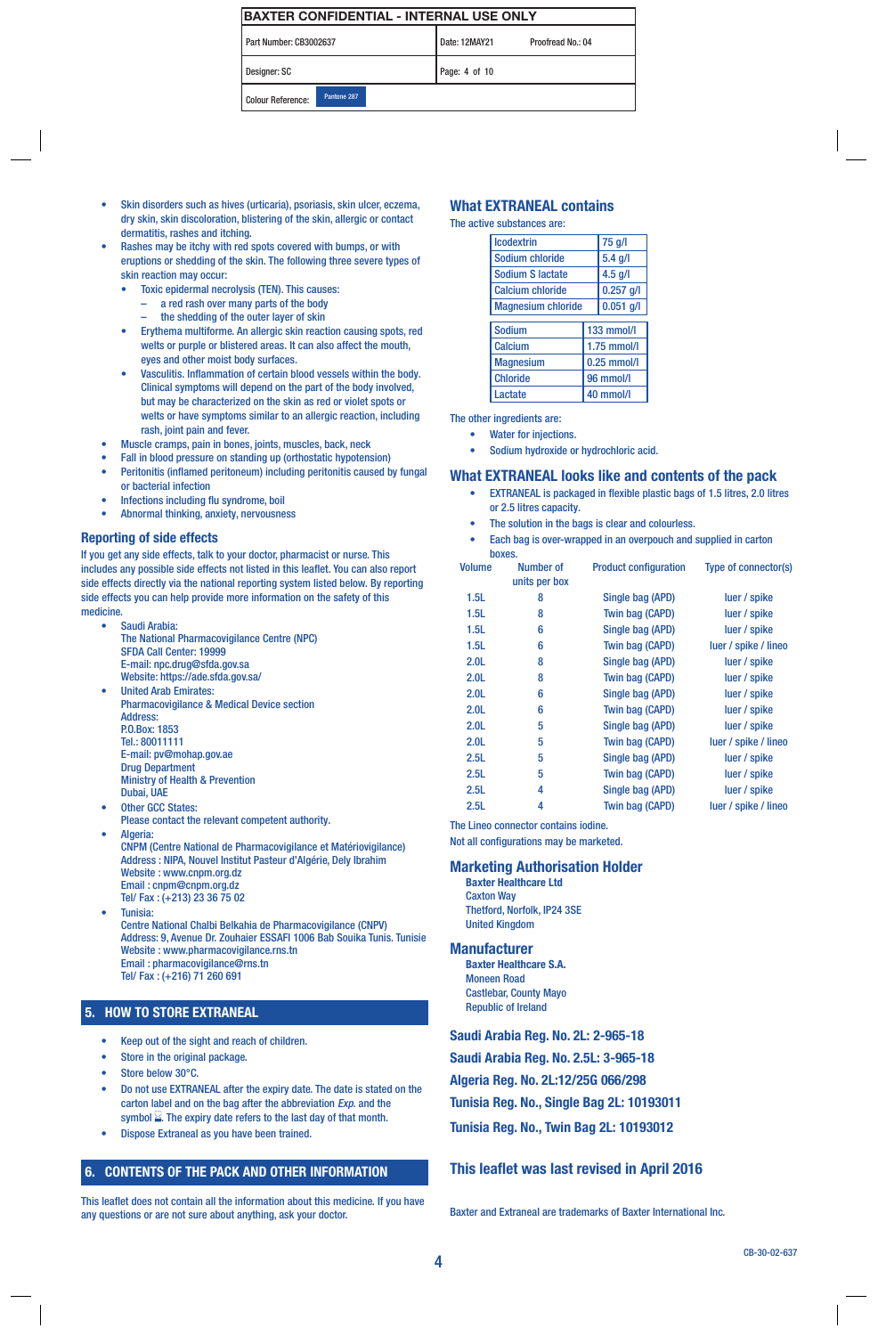- Skin disorders such as hives (urticaria), psoriasis, skin ulcer, eczema, dry skin, skin discoloration, blistering of the skin, allergic or contact dermatitis, rashes and itching.
- Rashes may be itchy with red spots covered with bumps, or with eruptions or shedding of the skin. The following three severe types of skin reaction may occur:
  - Toxic epidermal necrolysis (TEN). This causes:
    - a red rash over many parts of the body
    - the shedding of the outer layer of skin
  - Erythema multiforme. An allergic skin reaction causing spots, red welts or purple or blistered areas. It can also affect the mouth, eyes and other moist body surfaces.
  - Vasculitis. Inflammation of certain blood vessels within the body. Clinical symptoms will depend on the part of the body involved, but may be characterized on the skin as red or violet spots or welts or have symptoms similar to an allergic reaction, including rash, joint pain and fever.
- Muscle cramps, pain in bones, joints, muscles, back, neck
- Fall in blood pressure on standing up (orthostatic hypotension)
- Peritonitis (inflamed peritoneum) including peritonitis caused by fungal or bacterial infection
- Infections including flu syndrome, boil
- Abnormal thinking, anxiety, nervousness

## Reporting of side effects

If you get any side effects, talk to your doctor, pharmacist or nurse. This includes any possible side effects not listed in this leaflet. You can also report side effects directly via the national reporting system listed below. By reporting side effects you can help provide more information on the safety of this medicine.

- Saudi Arabia:
  The National Pharmacovigilance Centre (NPC)
  SFDA Call Center: 19999
  E-mail: npc.drug@sfda.gov.sa
  Website: https://ade.sfda.gov.sa/
- United Arab Emirates:
  Pharmacovigilance & Medical Device section
  Address:
  P.O.Box: 1853
  Tel.: 80011111
  E-mail: pv@mohap.gov.ae
  Drug Department
  Ministry of Health & Prevention
  Dubai, UAE
- Other GCC States:
  Please contact the relevant competent authority.
- Algeria:
  CNPM (Centre National de Pharmacovigilance et Matériovigilance)
  Address : NIPA, Nouvel Institut Pasteur d'Algérie, Dely Ibrahim
  Website : www.cnpm.org.dz
  Email : cnpm@cnpm.org.dz
  Tel/ Fax : (+213) 23 36 75 02
- Tunisia:
  Centre National Chalbi Belkahia de Pharmacovigilance (CNPV)
  Address: 9, Avenue Dr. Zouhaier ESSAFI 1006 Bab Souika Tunis. Tunisie
  Website : www.pharmacovigilance.rns.tn
  Email : pharmacovigilance@rns.tn
  Tel/ Fax : (+216) 71 260 691

## 5. HOW TO STORE EXTRANEAL

- Keep out of the sight and reach of children.
- Store in the original package.
- Store below 30°C.
- Do not use EXTRANEAL after the expiry date. The date is stated on the carton label and on the bag after the abbreviation *Exp.* and the symbol ⌛. The expiry date refers to the last day of that month.
- Dispose Extraneal as you have been trained.

## 6. CONTENTS OF THE PACK AND OTHER INFORMATION

This leaflet does not contain all the information about this medicine. If you have any questions or are not sure about anything, ask your doctor.

## What EXTRANEAL contains

The active substances are:

| | |
|---|---|
| Icodextrin | 75 g/l |
| Sodium chloride | 5.4 g/l |
| Sodium S lactate | 4.5 g/l |
| Calcium chloride | 0.257 g/l |
| Magnesium chloride | 0.051 g/l |

| | |
|---|---|
| Sodium | 133 mmol/l |
| Calcium | 1.75 mmol/l |
| Magnesium | 0.25 mmol/l |
| Chloride | 96 mmol/l |
| Lactate | 40 mmol/l |

The other ingredients are:

- Water for injections.
- Sodium hydroxide or hydrochloric acid.

## What EXTRANEAL looks like and contents of the pack

- EXTRANEAL is packaged in flexible plastic bags of 1.5 litres, 2.0 litres or 2.5 litres capacity.
- The solution in the bags is clear and colourless.
- Each bag is over-wrapped in an overpouch and supplied in carton boxes.

| Volume | Number of units per box | Product configuration | Type of connector(s) |
|---|---|---|---|
| 1.5L | 8 | Single bag (APD) | luer / spike |
| 1.5L | 8 | Twin bag (CAPD) | luer / spike |
| 1.5L | 6 | Single bag (APD) | luer / spike |
| 1.5L | 6 | Twin bag (CAPD) | luer / spike / lineo |
| 2.0L | 8 | Single bag (APD) | luer / spike |
| 2.0L | 8 | Twin bag (CAPD) | luer / spike |
| 2.0L | 6 | Single bag (APD) | luer / spike |
| 2.0L | 6 | Twin bag (CAPD) | luer / spike |
| 2.0L | 5 | Single bag (APD) | luer / spike |
| 2.0L | 5 | Twin bag (CAPD) | luer / spike / lineo |
| 2.5L | 5 | Single bag (APD) | luer / spike |
| 2.5L | 5 | Twin bag (CAPD) | luer / spike |
| 2.5L | 4 | Single bag (APD) | luer / spike |
| 2.5L | 4 | Twin bag (CAPD) | luer / spike / lineo |

The Lineo connector contains iodine.
Not all configurations may be marketed.

## Marketing Authorisation Holder

**Baxter Healthcare Ltd**
Caxton Way
Thetford, Norfolk, IP24 3SE
United Kingdom

## Manufacturer

**Baxter Healthcare S.A.**
Moneen Road
Castlebar, County Mayo
Republic of Ireland

**Saudi Arabia Reg. No. 2L: 2-965-18**

**Saudi Arabia Reg. No. 2.5L: 3-965-18**

**Algeria Reg. No. 2L:12/25G 066/298**

**Tunisia Reg. No., Single Bag 2L: 10193011**

**Tunisia Reg. No., Twin Bag 2L: 10193012**

## This leaflet was last revised in April 2016

Baxter and Extraneal are trademarks of Baxter International Inc.

CB-30-02-637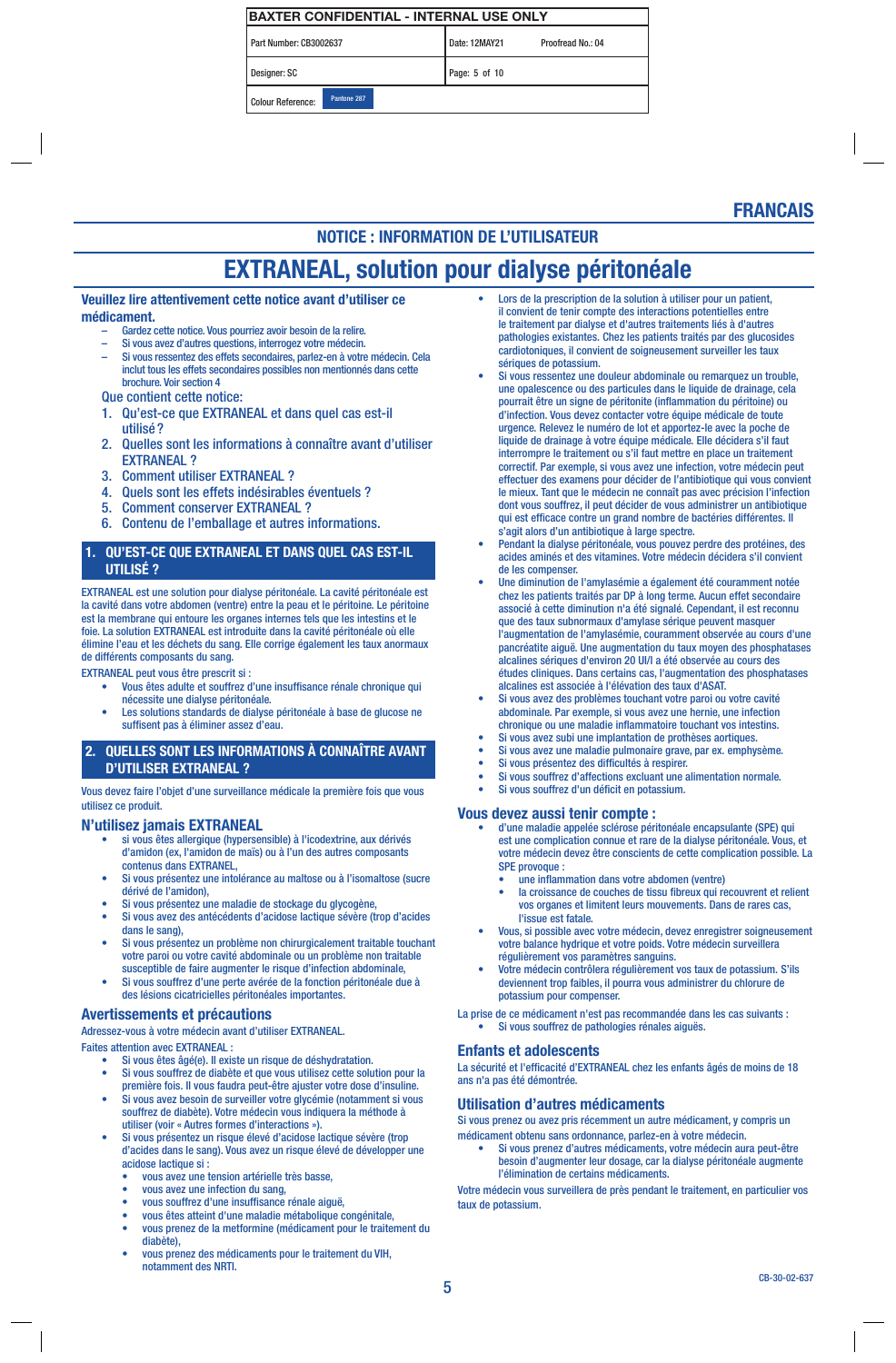## FRANCAIS

### NOTICE : INFORMATION DE L'UTILISATEUR

# EXTRANEAL, solution pour dialyse péritonéale

**Veuillez lire attentivement cette notice avant d'utiliser ce médicament.**

- Gardez cette notice. Vous pourriez avoir besoin de la relire.
- Si vous avez d'autres questions, interrogez votre médecin.
- Si vous ressentez des effets secondaires, parlez-en à votre médecin. Cela inclut tous les effets secondaires possibles non mentionnés dans cette brochure. Voir section 4

Que contient cette notice:

1. Qu'est-ce que EXTRANEAL et dans quel cas est-il utilisé ?
2. Quelles sont les informations à connaître avant d'utiliser EXTRANEAL ?
3. Comment utiliser EXTRANEAL ?
4. Quels sont les effets indésirables éventuels ?
5. Comment conserver EXTRANEAL ?
6. Contenu de l'emballage et autres informations.

## 1. QU'EST-CE QUE EXTRANEAL ET DANS QUEL CAS EST-IL UTILISÉ ?

EXTRANEAL est une solution pour dialyse péritonéale. La cavité péritonéale est la cavité dans votre abdomen (ventre) entre la peau et le péritoine. Le péritoine est la membrane qui entoure les organes internes tels que les intestins et le foie. La solution EXTRANEAL est introduite dans la cavité péritonéale où elle élimine l'eau et les déchets du sang. Elle corrige également les taux anormaux de différents composants du sang.

EXTRANEAL peut vous être prescrit si :

- Vous êtes adulte et souffrez d'une insuffisance rénale chronique qui nécessite une dialyse péritonéale.
- Les solutions standards de dialyse péritonéale à base de glucose ne suffisent pas à éliminer assez d'eau.

## 2. QUELLES SONT LES INFORMATIONS À CONNAÎTRE AVANT D'UTILISER EXTRANEAL ?

Vous devez faire l'objet d'une surveillance médicale la première fois que vous utilisez ce produit.

### N'utilisez jamais EXTRANEAL

- si vous êtes allergique (hypersensible) à l'icodextrine, aux dérivés d'amidon (ex, l'amidon de maïs) ou à l'un des autres composants contenus dans EXTRANEAL,
- Si vous présentez une intolérance au maltose ou à l'isomaltose (sucre dérivé de l'amidon),
- Si vous présentez une maladie de stockage du glycogène,
- Si vous avez des antécédents d'acidose lactique sévère (trop d'acides dans le sang),
- Si vous présentez un problème non chirurgicalement traitable touchant votre paroi ou votre cavité abdominale ou un problème non traitable susceptible de faire augmenter le risque d'infection abdominale,
- Si vous souffrez d'une perte avérée de la fonction péritonéale due à des lésions cicatricielles péritonéales importantes.

### Avertissements et précautions

Adressez-vous à votre médecin avant d'utiliser EXTRANEAL.

Faites attention avec EXTRANEAL :

- Si vous êtes âgé(e). Il existe un risque de déshydratation.
- Si vous souffrez de diabète et que vous utilisez cette solution pour la première fois. Il vous faudra peut-être ajuster votre dose d'insuline.
- Si vous avez besoin de surveiller votre glycémie (notamment si vous souffrez de diabète). Votre médecin vous indiquera la méthode à utiliser (voir « Autres formes d'interactions »).
- Si vous présentez un risque élevé d'acidose lactique sévère (trop d'acides dans le sang). Vous avez un risque élevé de développer une acidose lactique si :
  - vous avez une tension artérielle très basse,
  - vous avez une infection du sang,
  - vous souffrez d'une insuffisance rénale aiguë,
  - vous êtes atteint d'une maladie métabolique congénitale,
  - vous prenez de la metformine (médicament pour le traitement du diabète),
  - vous prenez des médicaments pour le traitement du VIH, notamment des NRTI.
- Lors de la prescription de la solution à utiliser pour un patient, il convient de tenir compte des interactions potentielles entre le traitement par dialyse et d'autres traitements liés à d'autres pathologies existantes. Chez les patients traités par des glucosides cardiotoniques, il convient de soigneusement surveiller les taux sériques de potassium.
- Si vous ressentez une douleur abdominale ou remarquez un trouble, une opalescence ou des particules dans le liquide de drainage, cela pourrait être un signe de péritonite (inflammation du péritoine) ou d'infection. Vous devez contacter votre équipe médicale de toute urgence. Relevez le numéro de lot et apportez-le avec la poche de liquide de drainage à votre équipe médicale. Elle décidera s'il faut interrompre le traitement ou s'il faut mettre en place un traitement correctif. Par exemple, si vous avez une infection, votre médecin peut effectuer des examens pour décider de l'antibiotique qui vous convient le mieux. Tant que le médecin ne connaît pas avec précision l'infection dont vous souffrez, il peut décider de vous administrer un antibiotique qui est efficace contre un grand nombre de bactéries différentes. Il s'agit alors d'un antibiotique à large spectre.
- Pendant la dialyse péritonéale, vous pouvez perdre des protéines, des acides aminés et des vitamines. Votre médecin décidera s'il convient de les compenser.
- Une diminution de l'amylasémie a également été couramment notée chez les patients traités par DP à long terme. Aucun effet secondaire associé à cette diminution n'a été signalé. Cependant, il est reconnu que des taux subnormaux d'amylase sérique peuvent masquer l'augmentation de l'amylasémie, couramment observée au cours d'une pancréatite aiguë. Une augmentation du taux moyen des phosphatases alcalines sériques d'environ 20 UI/l a été observée au cours des études cliniques. Dans certains cas, l'augmentation des phosphatases alcalines est associée à l'élévation des taux d'ASAT.
- Si vous avez des problèmes touchant votre paroi ou votre cavité abdominale. Par exemple, si vous avez une hernie, une infection chronique ou une maladie inflammatoire touchant vos intestins.
- Si vous avez subi une implantation de prothèses aortiques.
- Si vous avez une maladie pulmonaire grave, par ex. emphysème.
- Si vous présentez des difficultés à respirer.
- Si vous souffrez d'affections excluant une alimentation normale.
- Si vous souffrez d'un déficit en potassium.

### Vous devez aussi tenir compte :

- d'une maladie appelée sclérose péritonéale encapsulante (SPE) qui est une complication connue et rare de la dialyse péritonéale. Vous, et votre médecin devez être conscients de cette complication possible. La SPE provoque :
  - une inflammation dans votre abdomen (ventre)
  - la croissance de couches de tissu fibreux qui recouvrent et relient vos organes et limitent leurs mouvements. Dans de rares cas, l'issue est fatale.
- Vous, si possible avec votre médecin, devez enregistrer soigneusement votre balance hydrique et votre poids. Votre médecin surveillera régulièrement vos paramètres sanguins.
- Votre médecin contrôlera régulièrement vos taux de potassium. S'ils deviennent trop faibles, il pourra vous administrer du chlorure de potassium pour compenser.

La prise de ce médicament n'est pas recommandée dans les cas suivants :

- Si vous souffrez de pathologies rénales aiguës.

### Enfants et adolescents

La sécurité et l'efficacité d'EXTRANEAL chez les enfants âgés de moins de 18 ans n'a pas été démontrée.

### Utilisation d'autres médicaments

Si vous prenez ou avez pris récemment un autre médicament, y compris un médicament obtenu sans ordonnance, parlez-en à votre médecin.

- Si vous prenez d'autres médicaments, votre médecin aura peut-être besoin d'augmenter leur dosage, car la dialyse péritonéale augmente l'élimination de certains médicaments.

Votre médecin vous surveillera de près pendant le traitement, en particulier vos taux de potassium.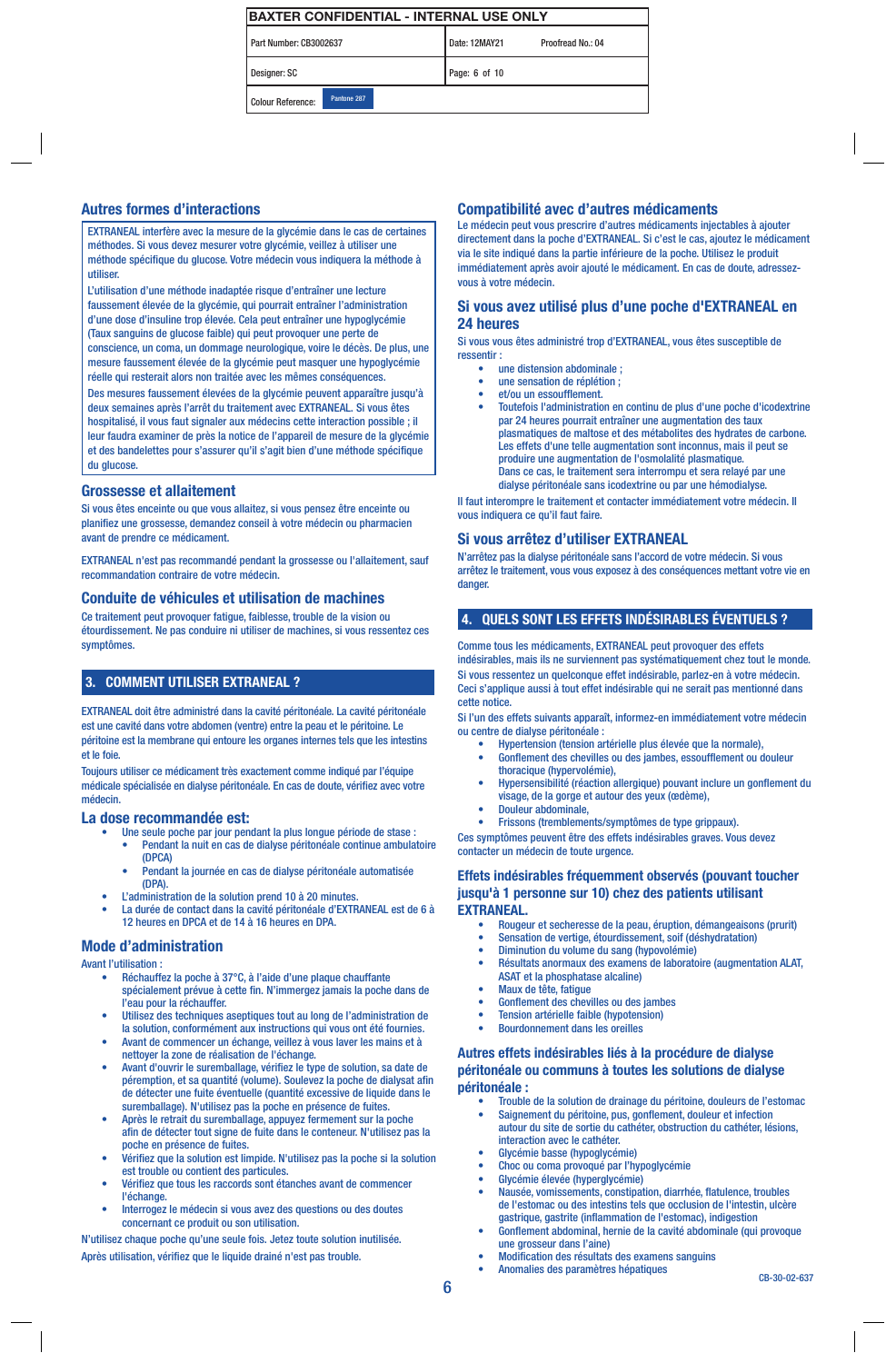## Autres formes d'interactions

EXTRANEAL interfère avec la mesure de la glycémie dans le cas de certaines méthodes. Si vous devez mesurer votre glycémie, veillez à utiliser une méthode spécifique du glucose. Votre médecin vous indiquera la méthode à utiliser.

L'utilisation d'une méthode inadaptée risque d'entraîner une lecture faussement élevée de la glycémie, qui pourrait entraîner l'administration d'une dose d'insuline trop élevée. Cela peut entraîner une hypoglycémie (Taux sanguins de glucose faible) qui peut provoquer une perte de conscience, un coma, un dommage neurologique, voire le décès. De plus, une mesure faussement élevée de la glycémie peut masquer une hypoglycémie réelle qui resterait alors non traitée avec les mêmes conséquences.

Des mesures faussement élevées de la glycémie peuvent apparaître jusqu'à deux semaines après l'arrêt du traitement avec EXTRANEAL. Si vous êtes hospitalisé, il vous faut signaler aux médecins cette interaction possible ; il leur faudra examiner de près la notice de l'appareil de mesure de la glycémie et des bandelettes pour s'assurer qu'il s'agit bien d'une méthode spécifique du glucose.

## Grossesse et allaitement

Si vous êtes enceinte ou que vous allaitez, si vous pensez être enceinte ou planifiez une grossesse, demandez conseil à votre médecin ou pharmacien avant de prendre ce médicament.

EXTRANEAL n'est pas recommandé pendant la grossesse ou l'allaitement, sauf recommandation contraire de votre médecin.

## Conduite de véhicules et utilisation de machines

Ce traitement peut provoquer fatigue, faiblesse, trouble de la vision ou étourdissement. Ne pas conduire ni utiliser de machines, si vous ressentez ces symptômes.

# 3. COMMENT UTILISER EXTRANEAL ?

EXTRANEAL doit être administré dans la cavité péritonéale. La cavité péritonéale est une cavité dans votre abdomen (ventre) entre la peau et le péritoine. Le péritoine est la membrane qui entoure les organes internes tels que les intestins et le foie.

Toujours utiliser ce médicament très exactement comme indiqué par l'équipe médicale spécialisée en dialyse péritonéale. En cas de doute, vérifiez avec votre médecin.

## La dose recommandée est:

- Une seule poche par jour pendant la plus longue période de stase :
  - Pendant la nuit en cas de dialyse péritonéale continue ambulatoire (DPCA)
  - Pendant la journée en cas de dialyse péritonéale automatisée (DPA).
- L'administration de la solution prend 10 à 20 minutes.
- La durée de contact dans la cavité péritonéale d'EXTRANEAL est de 6 à 12 heures en DPCA et de 14 à 16 heures en DPA.

## Mode d'administration

Avant l'utilisation :

- Réchauffez la poche à 37°C, à l'aide d'une plaque chauffante spécialement prévue à cette fin. N'immergez jamais la poche dans de l'eau pour la réchauffer.
- Utilisez des techniques aseptiques tout au long de l'administration de la solution, conformément aux instructions qui vous ont été fournies.
- Avant de commencer un échange, veillez à vous laver les mains et à nettoyer la zone de réalisation de l'échange.
- Avant d'ouvrir le suremballage, vérifiez le type de solution, sa date de péremption, et sa quantité (volume). Soulevez la poche de dialysat afin de détecter une fuite éventuelle (quantité excessive de liquide dans le suremballage). N'utilisez pas la poche en présence de fuites.
- Après le retrait du suremballage, appuyez fermement sur la poche afin de détecter tout signe de fuite dans le conteneur. N'utilisez pas la poche en présence de fuites.
- Vérifiez que la solution est limpide. N'utilisez pas la poche si la solution est trouble ou contient des particules.
- Vérifiez que tous les raccords sont étanches avant de commencer l'échange.
- Interrogez le médecin si vous avez des questions ou des doutes concernant ce produit ou son utilisation.

N'utilisez chaque poche qu'une seule fois. Jetez toute solution inutilisée.

Après utilisation, vérifiez que le liquide drainé n'est pas trouble.

## Compatibilité avec d'autres médicaments

Le médecin peut vous prescrire d'autres médicaments injectables à ajouter directement dans la poche d'EXTRANEAL. Si c'est le cas, ajoutez le médicament via le site indiqué dans la partie inférieure de la poche. Utilisez le produit immédiatement après avoir ajouté le médicament. En cas de doute, adressez-vous à votre médecin.

## Si vous avez utilisé plus d'une poche d'EXTRANEAL en 24 heures

Si vous vous êtes administré trop d'EXTRANEAL, vous êtes susceptible de ressentir :

- une distension abdominale ;
- une sensation de réplétion ;
- et/ou un essoufflement.
- Toutefois l'administration en continu de plus d'une poche d'icodextrine par 24 heures pourrait entraîner une augmentation des taux plasmatiques de maltose et des métabolites des hydrates de carbone. Les effets d'une telle augmentation sont inconnus, mais il peut se produire une augmentation de l'osmolalité plasmatique.
  Dans ce cas, le traitement sera interrompu et sera relayé par une dialyse péritonéale sans icodextrine ou par une hémodialyse.

Il faut interrompre le traitement et contacter immédiatement votre médecin. Il vous indiquera ce qu'il faut faire.

## Si vous arrêtez d'utiliser EXTRANEAL

N'arrêtez pas la dialyse péritonéale sans l'accord de votre médecin. Si vous arrêtez le traitement, vous vous exposez à des conséquences mettant votre vie en danger.

# 4. QUELS SONT LES EFFETS INDÉSIRABLES ÉVENTUELS ?

Comme tous les médicaments, EXTRANEAL peut provoquer des effets indésirables, mais ils ne surviennent pas systématiquement chez tout le monde.

Si vous ressentez un quelconque effet indésirable, parlez-en à votre médecin. Ceci s'applique aussi à tout effet indésirable qui ne serait pas mentionné dans cette notice.

Si l'un des effets suivants apparaît, informez-en immédiatement votre médecin ou centre de dialyse péritonéale :

- Hypertension (tension artérielle plus élevée que la normale),
- Gonflement des chevilles ou des jambes, essoufflement ou douleur thoracique (hypervolémie),
- Hypersensibilité (réaction allergique) pouvant inclure un gonflement du visage, de la gorge et autour des yeux (œdème),
- Douleur abdominale,
- Frissons (tremblements/symptômes de type grippaux).

Ces symptômes peuvent être des effets indésirables graves. Vous devez contacter un médecin de toute urgence.

## Effets indésirables fréquemment observés (pouvant toucher jusqu'à 1 personne sur 10) chez des patients utilisant EXTRANEAL.

- Rougeur et secheresse de la peau, éruption, démangeaisons (prurit)
- Sensation de vertige, étourdissement, soif (déshydratation)
- Diminution du volume du sang (hypovolémie)
- Résultats anormaux des examens de laboratoire (augmentation ALAT, ASAT et la phosphatase alcaline)
- Maux de tête, fatigue
- Gonflement des chevilles ou des jambes
- Tension artérielle faible (hypotension)
- Bourdonnement dans les oreilles

## Autres effets indésirables liés à la procédure de dialyse péritonéale ou communs à toutes les solutions de dialyse péritonéale :

- Trouble de la solution de drainage du péritoine, douleurs de l'estomac
- Saignement du péritoine, pus, gonflement, douleur et infection autour du site de sortie du cathéter, obstruction du cathéter, lésions, interaction avec le cathéter.
- Glycémie basse (hypoglycémie)
- Choc ou coma provoqué par l'hypoglycémie
- Glycémie élevée (hyperglycémie)
- Nausée, vomissements, constipation, diarrhée, flatulence, troubles de l'estomac ou des intestins tels que occlusion de l'intestin, ulcère gastrique, gastrite (inflammation de l'estomac), indigestion
- Gonflement abdominal, hernie de la cavité abdominale (qui provoque une grosseur dans l'aine)
- Modification des résultats des examens sanguins
- Anomalies des paramètres hépatiques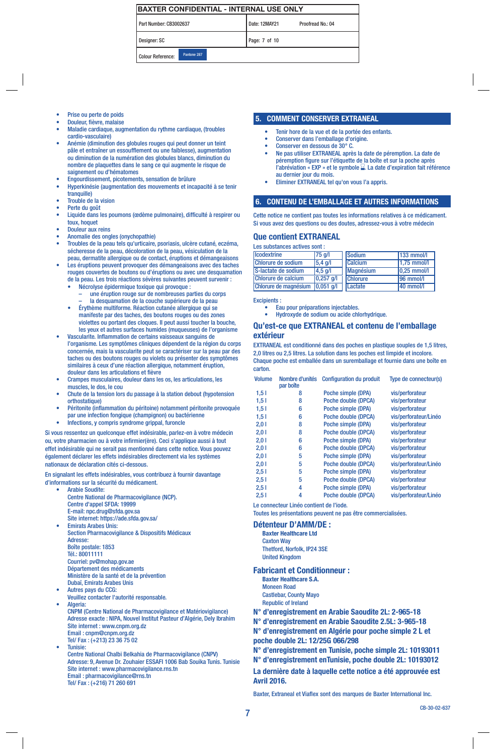- Prise ou perte de poids
- Douleur, fièvre, malaise
- Maladie cardiaque, augmentation du rythme cardiaque, (troubles cardio-vasculaire)
- Anémie (diminution des globules rouges qui peut donner un teint pâle et entraîner un essoufflement ou une faiblesse), augmentation ou diminution de la numération des globules blancs, diminution du nombre de plaquettes dans le sang ce qui augmente le risque de saignement ou d'hématomes
- Engourdissement, picotements, sensation de brûlure
- Hyperkinésie (augmentation des mouvements et incapacité à se tenir tranquille)
- Trouble de la vision
- Perte du goût
- Liquide dans les poumons (œdème pulmonaire), difficulté à respirer ou toux, hoquet
- Douleur aux reins
- Anomalie des ongles (onychopathie)
- Troubles de la peau tels qu'urticaire, psoriasis, ulcère cutané, eczéma, sécheresse de la peau, décoloration de la peau, vésiculation de la peau, dermatite allergique ou de contact, éruptions et démangeaisons
- Les éruptions peuvent provoquer des démangeaisons avec des taches rouges couvertes de boutons ou d'éruptions ou avec une desquamation de la peau. Les trois réactions sévères suivantes peuvent survenir :
  - Nécrolyse épidermique toxique qui provoque :
    - une éruption rouge sur de nombreuses parties du corps
    - la desquamation de la couche supérieure de la peau
  - Érythème multiforme. Réaction cutanée allergique qui se manifeste par des taches, des boutons rouges ou des zones violettes ou portant des cloques. Il peut aussi toucher la bouche, les yeux et autres surfaces humides (muqueuses) de l'organisme
- Vascularite. Inflammation de certains vaisseaux sanguins de l'organisme. Les symptômes cliniques dépendent de la région du corps concernée, mais la vascularite peut se caractériser sur la peau par des taches ou des boutons rouges ou violets ou présenter des symptômes similaires à ceux d'une réaction allergique, notamment éruption, douleur dans les articulations et fièvre
- Crampes musculaires, douleur dans les os, les articulations, les muscles, le dos, le cou
- Chute de la tension lors du passage à la station debout (hypotension orthostatique)
- Péritonite (inflammation du péritoine) notamment péritonite provoquée par une infection fongique (champignon) ou bactérienne
- Infections, y compris syndrome grippal, furoncle

Si vous ressentez un quelconque effet indésirable, parlez-en à votre médecin ou, votre pharmacien ou à votre infirmier(ère). Ceci s'applique aussi à tout effet indésirable qui ne serait pas mentionné dans cette notice. Vous pouvez également déclarer les effets indésirables directement via les systèmes nationaux de déclaration cités ci-dessous.

En signalant les effets indésirables, vous contribuez à fournir davantage d'informations sur la sécurité du médicament.

- Arabie Soudite:
  Centre National de Pharmacovigilance (NCP).
  Centre d'appel SFDA: 19999
  E-mail: npc.drug@sfda.gov.sa
  Site internet: https://ade.sfda.gov.sa/
- Emirats Arabes Unis:
  Section Pharmacovigilance & Dispositifs Médicaux
  Adresse:
  Boîte postale: 1853
  Tél.: 80011111
  Courriel: pv@mohap.gov.ae
  Département des médicaments
  Ministère de la santé et de la prévention
  Dubaï, Emirats Arabes Unis
- Autres pays du CCG:
  Veuillez contacter l'autorité responsable.
- Algeria:
  CNPM (Centre National de Pharmacovigilance et Matériovigilance)
  Adresse exacte : NIPA, Nouvel Institut Pasteur d'Algérie, Dely Ibrahim
  Site internet : www.cnpm.org.dz
  Email : cnpm@cnpm.org.dz
  Tel/ Fax : (+213) 23 36 75 02
- Tunisie:
  Centre National Chalbi Belkahia de Pharmacovigilance (CNPV)
  Adresse: 9, Avenue Dr. Zouhaier ESSAFI 1006 Bab Souika Tunis. Tunisie
  Site internet : www.pharmacovigilance.rns.tn
  Email : pharmacovigilance@rns.tn
  Tel/ Fax : (+216) 71 260 691

## 5. COMMENT CONSERVER EXTRANEAL

- Tenir hore de la vue et de la portée des enfants.
- Conserver dans l'emballage d'origine.
- Conserver en dessous de 30° C.
- Ne pas utiliser EXTRANEAL après la date de péremption. La date de péremption figure sur l'étiquette de la boîte et sur la poche après l'abréviation « EXP » et le symbole ⌛. La date d'expiration fait référence au dernier jour du mois.
- Eliminer EXTRANEAL tel qu'on vous l'a appris.

## 6. CONTENU DE L'EMBALLAGE ET AUTRES INFORMATIONS

Cette notice ne contient pas toutes les informations relatives à ce médicament. Si vous avez des questions ou des doutes, adressez-vous à votre médecin

### Que contient EXTRANEAL

Les substances actives sont :

| | |
|---|---|
| Icodextrine | 75 g/l |
| Chlorure de sodium | 5,4 g/l |
| S-lactate de sodium | 4,5 g/l |
| Chlorure de calcium | 0,257 g/l |
| Chlorure de magnésium | 0,051 g/l |

| | |
|---|---|
| Sodium | 133 mmol/l |
| Calcium | 1,75 mmol/l |
| Magnésium | 0,25 mmol/l |
| Chlorure | 96 mmol/l |
| Lactate | 40 mmol/l |

Excipients :

- Eau pour préparations injectables.
- Hydroxyde de sodium ou acide chlorhydrique.

### Qu'est-ce que EXTRANEAL et contenu de l'emballage extérieur

EXTRANEAL est conditionné dans des poches en plastique souples de 1,5 litres, 2,0 litres ou 2,5 litres. La solution dans les poches est limpide et incolore. Chaque poche est emballée dans un suremballage et fournie dans une boîte en carton.

| Volume | Nombre d'unités par boîte | Configuration du produit | Type de connecteur(s) |
|---|---|---|---|
| 1,5 l | 8 | Poche simple (DPA) | vis/perforateur |
| 1,5 l | 8 | Poche double (DPCA) | vis/perforateur |
| 1,5 l | 6 | Poche simple (DPA) | vis/perforateur |
| 1,5 l | 6 | Poche double (DPCA) | vis/perforateur/Linéo |
| 2,0 l | 8 | Poche simple (DPA) | vis/perforateur |
| 2,0 l | 8 | Poche double (DPCA) | vis/perforateur |
| 2,0 l | 6 | Poche simple (DPA) | vis/perforateur |
| 2,0 l | 6 | Poche double (DPCA) | vis/perforateur |
| 2,0 l | 5 | Poche simple (DPA) | vis/perforateur |
| 2,0 l | 5 | Poche double (DPCA) | vis/perforateur/Linéo |
| 2,5 l | 5 | Poche simple (DPA) | vis/perforateur |
| 2,5 l | 5 | Poche double (DPCA) | vis/perforateur |
| 2,5 l | 4 | Poche simple (DPA) | vis/perforateur |
| 2,5 l | 4 | Poche double (DPCA) | vis/perforateur/Linéo |

Le connecteur Linéo contient de l'iode.
Toutes les présentations peuvent ne pas être commercialisées.

### Détenteur D'AMM/DE :

**Baxter Healthcare Ltd**
Caxton Way
Thetford, Norfolk, IP24 3SE
United Kingdom

### Fabricant et Conditionneur :

**Baxter Healthcare S.A.**
Moneen Road
Castlebar, County Mayo
Republic of Ireland

**N° d'enregistrement en Arabie Saoudite 2L: 2-965-18**
**N° d'enregistrement en Arabie Saoudite 2.5L: 3-965-18**
**N° d'enregistrement en Algérie pour poche simple 2 L et poche double 2L: 12/25G 066/298**
**N° d'enregistrement en Tunisie, poche simple 2L: 10193011**
**N° d'enregistrement enTunisie, poche double 2L: 10193012**

**La dernière date à laquelle cette notice a été approuvée est Avril 2016.**

Baxter, Extraneal et Viaflex sont des marques de Baxter International Inc.

CB-30-02-637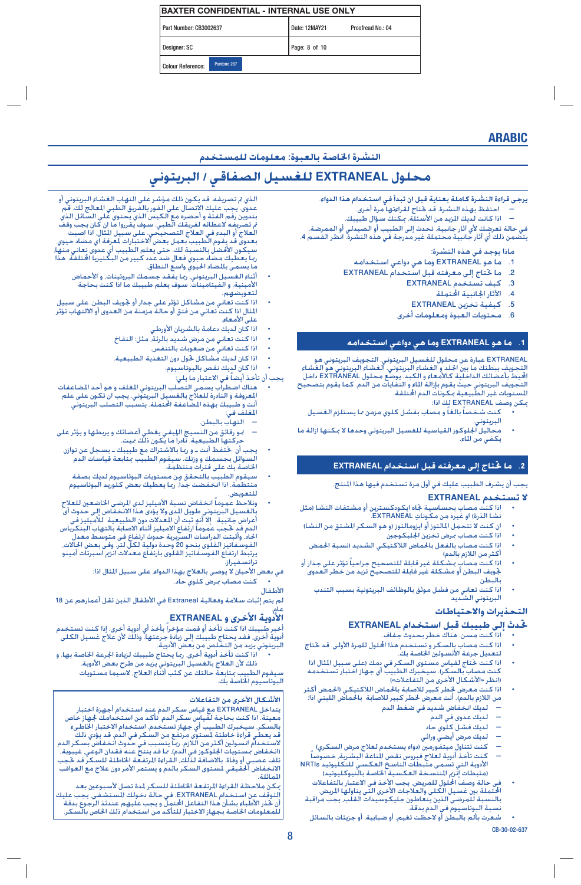# ARABIC

## النشرة الخاصة بالعبوة: معلومات للمستخدم

# محلول EXTRANEAL للغسيل الصفاقي / البريتوني

**يرجى قراءة النشرة كاملة بعناية قبل ان تبدأ في استخدام هذا الدواء.**

– احتفظ بهذه النشرة. قد تحتاج لقراءتها مرة أخرى.
– اذا كانت لديك المزيد من الأسئلة، يمكنك سؤال طبيبك.

في حالة تعرضك لأي آثار جانبية، تحدث إلى الطبيب أو الصيدلي أو الممرضة. يتضمن ذلك أي آثار جانبية محتملة غير مدرجة في هذه النشرة. انظر القسم 4.

ماذا يوجد في هذه النشرة:

1. ما هو EXTRANEAL وما هي دواعي استخدامه
2. ما تحتاج إلى معرفته قبل استخدام EXTRANEAL
3. كيف تستخدم EXTRANEAL
4. الآثار الجانبية المحتملة
5. كيفية تخزين EXTRANEAL
6. محتويات العبوة ومعلومات أخرى

## 1. ما هو EXTRANEAL وما هي دواعي استخدامه

EXTRANEAL عبارة عن محلول للغسيل البريتوني. التجويف البريتوني هو التجويف ببطنك ما بين الجلد و الغشاء البريتوني. الغشاء البريتوني هو الغشاء المحيط بأعضائك الداخلية كالأمعاء و الكبد. يوضع محلول EXTRANEAL داخل التجويف البريتوني حيث يقوم بإزالة الماء و النفايات من الدم. كما يقوم بتصحيح المستويات غير الطبيعية بمكونات الدم المختلفة.

يمكن وصف EXTRANEAL لك اذا:

- كنت شخصاً بالغاً و مصاب بفشل كلوي مزمن مما يستلزم الغسيل البريتوني.
- محاليل الجلوكوز القياسية للغسيل البريتوني وحدها لا يمكنها ازالة ما يكفي من الماء.

## 2. ما تحتاج إلى معرفته قبل استخدام EXTRANEAL

يجب أن يشرف الطبيب عليك في أول مرة تستخدم فيها هذا المنتج.

### لا تستخدم EXTRANEAL

- اذا كنت مصاب بحساسية تجاه ايكودكسترين أو مشتقات النشا (مثل نشا الذرة) او غيره من مكونات EXTRANEAL.
- ان كنت لا تتحمل المالتوز أو ايزومالتوز (و هو السكر المشتق من النشا)
- اذا كنت مصاب بمرض تخزين الجليكوجين
- اذا كنت مصاب بالفعل بالحماض اللاكتيكي الشديد (نسبة الحمض أكثر من اللازم بالدم)
- اذا كنت مصاب بمشكلة غير قابلة للتصحيح جراحياً تؤثر على جدار أو تجويف البطن أو مشكلة غير قابلة للتصحيح تزيد من خطر العدوى بالبطن
- اذا كنت تعاني من فشل موثق بالوظائف البريتونية بسبب التندب البريتوني الشديد

### التحذيرات والاحتياطات

### تحدث إلى طبيبك قبل استخدام EXTRANEAL

- اذا كنت مسن. هناك خطر بحدوث جفاف.
- اذا كنت مصاب بالسكر و تستخدم هذا المحلول للمرة الأولى. قد تحتاج لتعديل جرعة الأنسولين الخاصة بك.
- اذا كنت تحتاج لقياس مستوى السكر في دمك (على سبيل المثال اذا كنت مصاب بالسكر). سيخبرك الطبيب أي جهاز اختبار تستخدمه (انظر «الأشكال الأخرى من التفاعلات»)
- اذا كنت معرض لخطر كبير للاصابة بالحماض اللاكتيكي (الحمض أكثر من اللازم بالدم). أنت معرض لخطر كبير للاصابة بالحماض اللبني اذا:
  – لديك انخفاض شديد في ضغط الدم
  – لديك عدوى في الدم
  – لديك فشل كلوي حاد
  – لديك مرض أيضي وراثي
  – كنت تتناول ميتفورمين (دواء يستخدم لعلاج مرض السكري)
  – كنت تأخذ أدوية لعلاج فيروس نقص المناعة البشرية، خصوصاً الأدوية التي تسمى مثبطات الناسخ العكسي للنكليوتيد NRTIs (مثبطات إنزيم النتسخة العكسية الخاصة بالنيوكليوتيد)
- في حالة وصف المحلول للمريض، يجب الأخذ في الاعتبار بالتفاعلات المحتملة بين غسيل الكلى والعلاجات الأخرى التي يتناولها المريض. بالنسبة للمرضى الذين يتعاطون جليكوسيدات القلب، يجب مراقبة نسبة البوتاسيوم في الدم بدقة.
- شعرت بألم بالبطن أو لاحظت تغيم، أو ضبابية، أو جزيئات بالسائل الذي تم تصريفه. قد يكون ذلك مؤشر على التهاب الغشاء البريتوني أو عدوى. يجب عليك الاتصال على الفور بالفريق الطبي المعالج لك. قم بتدوين رقم الفئة و أحضره مع الكيس الذي يحتوي على السائل الذي تم تصريفه لاعطائه لفريقك الطبي. سوف يقرروا ما ان كان يجب وقف العلاج أو البدء في العلاج التصحيحي. على سبيل المثال، اذا اصبت بعدوى قد يقوم الطبيب بعمل بعض الاختبارات لمعرفة اي مضاد حيوي سيكون الأفضل بالنسبة لك. حتى يعلم الطبيب أي عدوى تعاني منها، ربما يعطيك مضاد حيوي فعال ضد عدد كبير من البكتيريا المختلفة. هذا ما يسمى بالمضاد الحيوي واسع النطاق.
- أثناء الغسيل البريتوني، ربما يفقد جسمك البروتينات، و الأحماض الأمينية، و الفيتامينات. سوف يعلم طبيبك ما اذا كنت بحاجة لتعويضهم.
- اذا كنت تعاني من مشاكل تؤثر على جدار أو تجويف البطن. على سبيل المثال اذا كنت تعاني من فتق أو حالة مزمنة من العدوى أو الالتهاب تؤثر على الأمعاء.
- اذا كان لديك دعامة بالشريان الأورطي
- اذا كنت تعاني من مرض شديد بالرئة، مثل: النفاخ
- اذا كنت تعاني من صعوبات بالتنفس.
- اذا كان لديك مشاكل تحول دون التغذية الطبيعية.
- اذا كان لديك نقص بالبوتاسيوم.

يجب أن تأخذ أيضاً في الاعتبار ما يلي:

- هناك اضطراب يسمى التصلب البريتوني المغلف و هو أحد المضاعفات المعروفة و النادرة للعلاج بالغسيل البريتوني. يجب ان تكون على علم أنت و طبيبك بهذه المضاعفة المحتملة. يتسبب التصلب البريتوني المغلف في:
  – التهاب بالبطن.
  – نمو رقائق من النسيج الليفي يغطي أعضائك و يربطها و يؤثر على حركتها الطبيعية. نادراً ما يكون ذلك مميت.
- يجب أن تحتفظ أنت ـ و ربما بالاشتراك مع طبيبك ـ بسجل عن توازن السوائل بجسمك و وزنك. سيقوم الطبيب بمتابعة قياسات الدم الخاصة بك على فترات منتظمة.
- سيقوم الطبيب بالتحقق من مستويات البوتاسيوم لديك بصفة منتظمة. اذا انخفضت جداً، ربما يعطيك بعض كلوريد البوتاسيوم للتعويض.
- ويلاحظ عموماً انخفاض نسبة الأميليز لدى المرضى الخاضعين للعلاج بالغسيل البريتوني طويل المدى،ولا يؤدي هذا الانخفاض إلى حدوث أي أعراض جانبية. إلا أنه ثبت أن المعدلات دون الطبيعية للأميليز في الدم قد تحجب عموماً ارتفاع الاميليز أثناء الاصابة بالتهاب البنكرياس الحاد. وأثبتت الدراسات السريرية حدوث ارتفاع في متوسط معدل الفوسفاتيز القلوي بنحو 20 وحدة دولية لكل لتر. وفي بعض الحالات، يرتبط ارتفاع الفوسفاتيز القلوي بارتفاع معدلات انزيم اسبرتات أمينو ترانسفيراز.

في بعض الأحيان لا يوصى بالعلاج بهذا الدواء، على سبيل المثال اذا:

- كنت مصاب بمرض كلوي حاد.

الأطفال

لم يتم إثبات سلامة وفعالية Extraneal في الأطفال الذين تقل أعمارهم عن 18 عام.

### الأدوية الأخرى و EXTRANEAL

أخبر طبيبك اذا كنت تأخذ أو قمت مؤخراً بأخذ أي أدوية أخرى. إذا كنت تستخدم أدوية أخرى، فقد يحتاج طبيبك إلى زيادة جرعتها. وذلك لأن علاج غسيل الكلى البريتوني يزيد من التخلص من بعض الأدوية.

- اذا كنت تأخذ أدوية أخرى، ربما يحتاج طبيبك لزيادة الجرعة الخاصة بها. و ذلك لأن العلاج بالغسيل البريتوني يزيد من طرح بعض الأدوية.

سيقوم الطبيب بمتابعة حالتك عن كثب أثناء العلاج، لاسيما مستويات البوتاسيوم الخاصة بك.

### الأشكال الأخرى من التفاعلات

يتداخل EXTRANEAL مع قياس سكر الدم عند استخدام أجهزة اختبار معينة. اذا كنت بحاجة لقياس سكر الدم، تأكد من استخدامك لجهاز خاص بالسكر. سيخبرك الطبيب أي جهاز تستخدم. استخدام الاختبار الخاطئ قد يعطي قراءة خاطئة لمستوى مرتفع من السكر في الدم. قد يؤدي ذلك لاستخدام أنسولين أكثر من اللازم. ربما يتسبب في حدوث انخفاض بسكر الدم (انخفاض بمستويات الجلوكوز في الدم). مما قد ينتج عنه فقدان الوعي، غيبوبة، تلف عصبي أو وفاة. بالاضافة لذلك، القراءة المرتفعة الخاطئة للسكر قد تحجب الانخفاض الحقيقي لمستوى السكر بالدم و يستمر الأمر دون علاج مع العواقب المماثلة.

يمكن ملاحظة القراءة المرتفعة الخاطئة للسكر لمدة تصل لأسبوعين بعد التوقف عن استخدام EXTRANEAL. في حالة دخولك المستشفى، يجب عليك أن تخبر الأطباء بشأن هذا التفاعل المحتمل و يجب عليهم عندئذ الرجوع بدقة للمعلومات الخاصة بجهاز الاختبار للتأكد من استخدام ذلك الخاص بالسكر.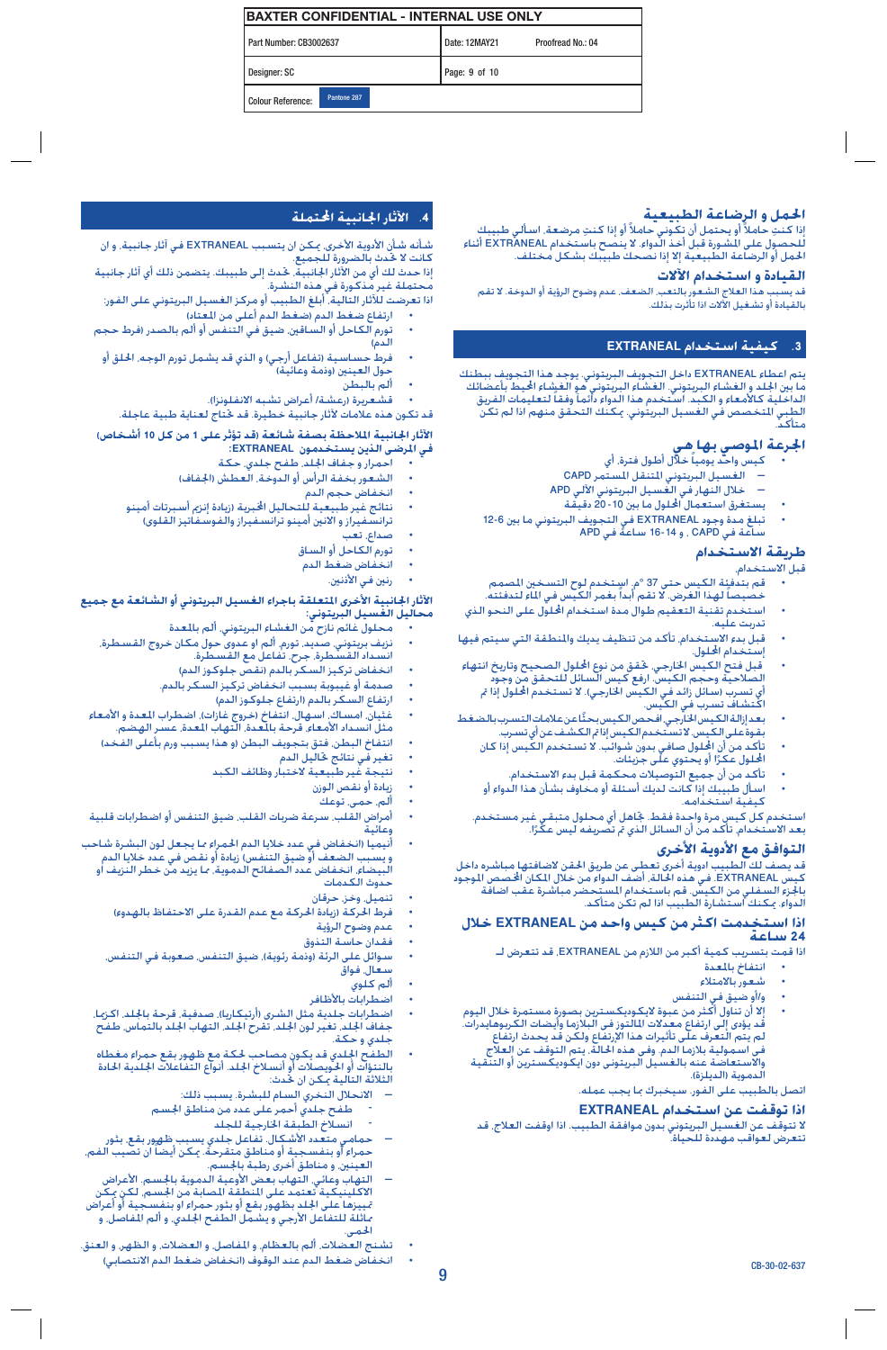## الحمل و الرضاعة الطبيعية

إذا كنتِ حاملاً أو يحتمل أن تكوني حاملاً أو إذا كنتِ مرضعة، اسألي طبيبك للحصول على المشورة قبل أخذ الدواء. لا ينصح باستخدام EXTRANEAL أثناء الحمل أو الرضاعة الطبيعية إلا إذا نصحك طبيبك بشكل مختلف.

## القيادة و استخدام الآلات

قد يسبب هذا العلاج الشعور بالتعب، الضعف، عدم وضوح الرؤية أو الدوخة. لا تقم بالقيادة أو تشغيل الآلات اذا تأثرت بذلك.

## 3. كيفية استخدام EXTRANEAL

يتم اعطاء EXTRANEAL داخل التجويف البريتوني. يوجد هذا التجويف ببطنك ما بين الجلد و الغشاء البريتوني. الغشاء البريتوني هو الغشاء المحيط بأعضائك الداخلية كالأمعاء و الكبد. استخدم هذا الدواء دائماً وفقاً لتعليمات الفريق الطبي المتخصص في الغسيل البريتوني. يمكنك التحقق منهم اذا لم تكن متأكد.

## الجرعة الموصى بها هي

- كيس واحد يومياً خلال أطول فترة، أي
  - الغسيل البريتوني المتنقل المستمر CAPD
  - خلال النهار في الغسيل البريتوني الآلي APD
- يستغرق استعمال المحلول ما بين 10 - 20 دقيقة
- تبلغ مدة وجود EXTRANEAL في التجويف البريتوني ما بين 6-12 ساعة في CAPD، و 14-16 ساعة في APD

## طريقة الاستخدام

قبل الاستخدام.

- قم بتدفئة الكيس حتى 37 °م. استخدم لوح التسخين المصمم خصيصاً لهذا الغرض. لا تقم أبداً بغمر الكيس في الماء لتدفئته.
- استخدم تقنية التعقيم طوال مدة استخدام المحلول على النحو الذي تدربت عليه.
- قبل بدء الاستخدام، تأكد من تنظيف يديك والمنطقة التي سيتم فيها إستخدام المحلول.
- قبل فتح الكيس الخارجي، تحقق من نوع المحلول الصحيح وتاريخ انتهاء الصلاحية وحجم الكيس. ارفع كيس السائل للتحقق من وجود أي تسرب (سائل زائد في الكيس الخارجي). لا تستخدم المحلول إذا تم اكتشاف تسرب في الكيس.
- بعد إزالة الكيس الخارجي، افحص الكيس بحثاً عن علامات التسرب بالضغط بقوة على الكيس. لا تستخدم الكيس إذا تم الكشف عن أي تسرب.
- تأكد من أن المحلول صافي بدون شوائب. لا تستخدم الكيس إذا كان المحلول عكراً أو يحتوي على جزيئات.
- تأكد من أن جميع التوصيلات محكمة قبل بدء الاستخدام.
- اسأل طبيبك إذا كانت لديك أسئلة أو مخاوف بشأن هذا الدواء أو كيفية استخدامه.

استخدم كل كيس مرة واحدة فقط. تجاهل أي محلول متبقي غير مستخدم. بعد الاستخدام، تأكد من أن السائل الذي تم تصريفه ليس عكراً.

## التوافق مع الأدوية الأخرى

قد يصف لك الطبيب ادوية أخرى تعطى عن طريق الحقن لاضافتها مباشره داخل كيس EXTRANEAL. في هذه الحالة، أضف الدواء من خلال المكان المخصص الموجود بالجزء السفلي من الكيس. قم باستخدام المستحضر مباشرة عقب اضافة الدواء. يمكنك استشارة الطبيب اذا لم تكن متأكد.

## اذا استخدمت اكثر من كيس واحد من EXTRANEAL خلال 24 ساعة

اذا قمت بتسريب كمية أكبر من اللازم من EXTRANEAL، قد تتعرض لـ

- انتفاخ بالمعدة
- شعور بالامتلاء
- و/أو ضيق في التنفس
- إلا أن تناول أكثر من عبوة لايكوديكسترين بصورة مستمرة خلال اليوم قد يؤدي إلى ارتفاع معدلات المالتوز في البلازما وأيضات الكربوهيدرات. لم يتم التعرف على تأثيرات هذا الإرتفاع ولكن قد يحدث ارتفاع في اسمولية بلازما الدم. وفي هذه الحالة، يتم التوقف عن العلاج والاستعاضة عنه بالغسيل البريتوني دون ايكوديكسترين أو التنقية الدموية (الديلزة).

اتصل بالطبيب على الفور. سيخبرك بما يجب عمله.

## اذا توقفت عن استخدام EXTRANEAL

لا تتوقف عن الغسيل البريتوني بدون موافقة الطبيب. اذا اوقفت العلاج، قد تتعرض لعواقب مهددة للحياة.

## 4. الآثار الجانبية المحتملة

شأنه شأن الأدوية الأخرى، يمكن ان يتسبب EXTRANEAL في آثار جانبية، و ان كانت لا تحدث بالضرورة للجميع.

إذا حدث لك أي من الآثار الجانبية، تحدث إلى طبيبك. يتضمن ذلك أي آثار جانبية محتملة غير مذكورة في هذه النشرة.

اذا تعرضت للآثار التالية، أبلغ الطبيب أو مركز الغسيل البريتوني على الفور:

- ارتفاع ضغط الدم (ضغط الدم أعلى من المعتاد)
- تورم الكاحل أو الساقين، ضيق في التنفس أو ألم بالصدر (فرط حجم الدم)
- فرط حساسية (تفاعل أرجي) و الذي قد يشمل تورم الوجه، الحلق أو حول العينين (وذمة وعائية)
- ألم بالبطن
- قشعريرة (رعشة/ أعراض تشبه الانفلونزا).

قد تكون هذه علامات لآثار جانبية خطيرة. قد تحتاج لعناية طبية عاجلة.

**الآثار الجانبية الملاحظة بصفة شائعة (قد تؤثر على 1 من كل 10 أشخاص) في المرضى الذين يستخدمون EXTRANEAL:**

- احمرار و جفاف الجلد، طفح جلدي، حكة
- الشعور بخفة الرأس أو الدوخة، العطش (الجفاف)
- انخفاض حجم الدم
- نتائج غير طبيعية للتحاليل المخبرية (زيادة إنزيم أسبرتات أمينو ترانسفيراز و الانين أمينو ترانسفيراز والفوسفاتيز القلوي)
- صداع، تعب
- تورم الكاحل أو الساق
- انخفاض ضغط الدم
- رنين في الأذنين.

**الآثار الجانبية الأخرى المتعلقة باجراء الغسيل البريتوني أو الشائعة مع جميع محاليل الغسيل البريتوني:**

- محلول غائم ناتج من الغشاء البريتوني، ألم بالمعدة
- نزيف بريتوني، صديد، تورم، ألم او عدوى حول مكان خروج القسطرة، انسداد القسطرة، جرح، تفاعل مع القسطرة.
- انخفاض تركيز السكر بالدم (نقص جلوكوز الدم)
- صدمة أو غيبوبة بسبب انخفاض تركيز السكر بالدم.
- ارتفاع السكر بالدم (ارتفاع جلوكوز الدم)
- غثيان، امساك، اسهال، انتفاخ (خروج غازات)، اضطراب المعدة و الأمعاء مثل انسداد الأمعاء، قرحة بالمعدة، التهاب المعدة، عسر الهضم.
- انتفاخ البطن، فتق بتجويف البطن (و هذا يسبب ورم بأعلى الفخذ)
- تغير في نتائج تحاليل الدم
- نتيجة غير طبيعية لاختبار وظائف الكبد
- زيادة أو نقص الوزن
- ألم، حمى، توعك
- أمراض القلب، سرعة ضربات القلب، ضيق التنفس أو اضطرابات قلبية وعائية
- أنيميا (انخفاض في عدد خلايا الدم الحمراء مما يجعل لون البشرة شاحب و يسبب الضعف أو ضيق التنفس) زيادة أو نقص في عدد خلايا الدم البيضاء، انخفاض عدد الصفائح الدموية، مما يزيد من خطر النزيف أو حدوث الكدمات
- تنميل، وخز، حرقان
- فرط الحركة (زيادة الحركة مع عدم القدرة على الاحتفاظ بالهدوء)
- عدم وضوح الرؤية
- فقدان حاسة التذوق
- سوائل على الرئة (وذمة رئوية)، ضيق التنفس، صعوبة في التنفس، سعال، فواق
- ألم كلوي
- اضطرابات بالأظافر
- اضطرابات جلدية مثل الشرى (أرتيكاريا)، صدفية، قرحة بالجلد، اكزيما، جفاف الجلد، تغير لون الجلد، تقرح الجلد، التهاب الجلد بالتماس، طفح جلدي و حكة
- الطفح الجلدي قد يكون مصاحب لحكة مع ظهور بقع حمراء مغطاه بالنتوءات أو الحويصلات أو انسلاخ الجلد. أنواع التفاعلات الجلدية الحادة الثلاثة التالية يمكن ان تحدث:
  - الانحلال النخري السام للبشرة، يسبب ذلك:
    - طفح جلدي أحمر على عدد من مناطق الجسم
    - انسلاخ الطبقة الخارجية للجلد
  - حمامي متعدد الأشكال، تفاعل جلدي يسبب ظهور بقع، بثور حمراء أو بنفسجية و مناطق متقرحة. يمكن أيضا ان تصيب الفم، العينين، و مناطق أخرى رطبة بالجسم.
  - التهاب وعائي، التهاب بعض الأوعية الدموية بالجسم. الأعراض الاكلينيكية تعتمد على المنطقة المصابة من الجسم، لكن يمكن تمييزها على الجلد بظهور بقع أو بثور حمراء او بنفسجية أو أعراض مماثلة للتفاعل الأرجي و يشمل الطفح الجلدي، و ألم المفاصل، و الحمى.
- تشنج العضلات، ألم بالعظام، و المفاصل، و العضلات، و الظهر، و العنق.
- انخفاض ضغط الدم عند الوقوف (انخفاض ضغط الدم الانتصابي)

CB-30-02-637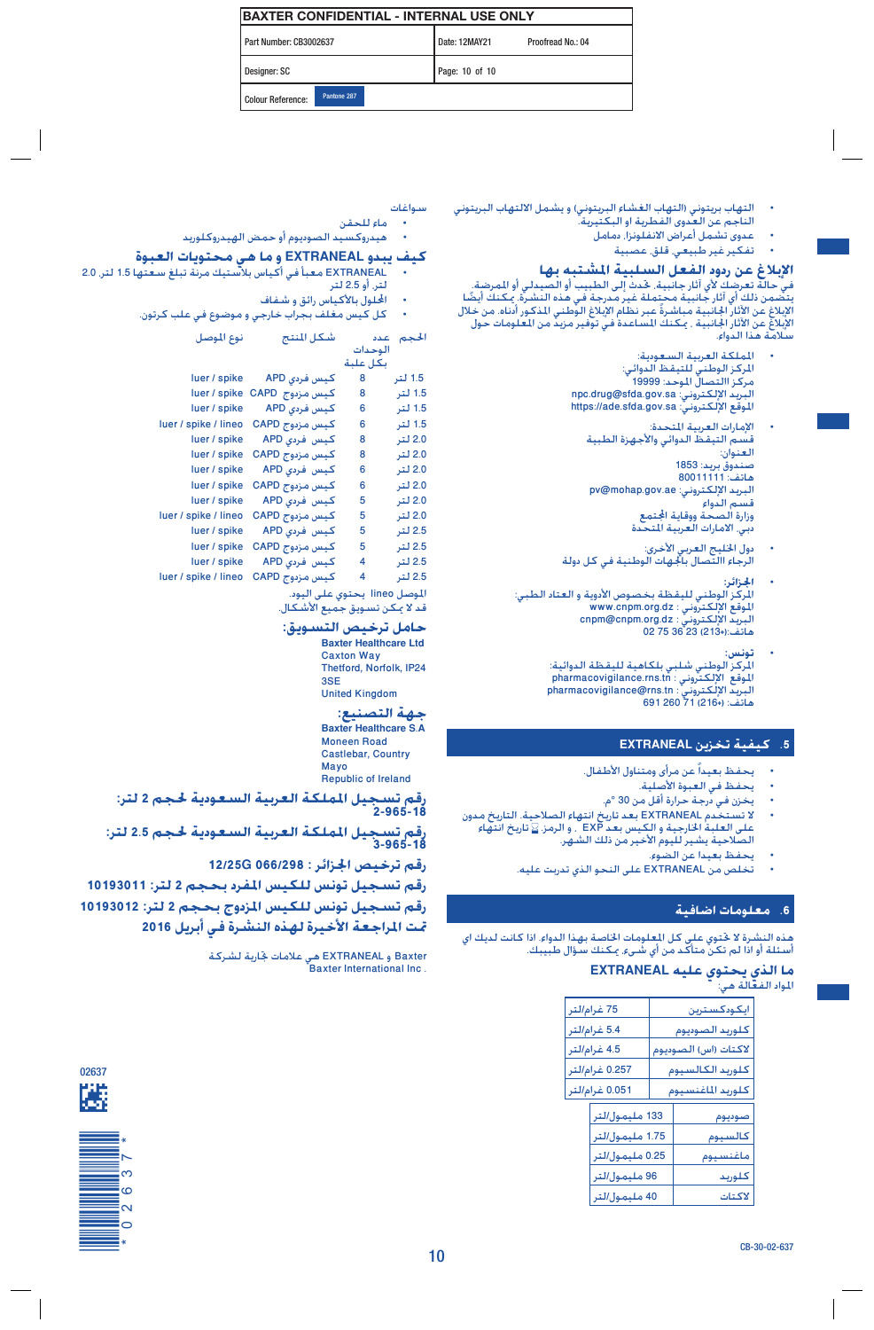| BAXTER CONFIDENTIAL - INTERNAL USE ONLY | |
|---|---|
| Part Number: CB3002637 | Date: 12MAY21 Proofread No.: 04 |
| Designer: SC | Page: 10 of 10 |
| Colour Reference: Pantone 287 | |

- التهاب بريتوني (التهاب الغشاء البريتوني) و يشمل الالتهاب البريتوني الناجم عن العدوى الفطرية او البكتيرية.
- عدوى تشمل أعراض الانفلونزا، دمامل
- تفكير غير طبيعي، قلق، عصبية

## الإبلاغ عن ردود الفعل السلبية المشتبه بها

في حالة تعرضك لأي آثار جانبية، تحدث إلى الطبيب أو الصيدلي أو الممرضة. يتضمن ذلك أي آثار جانبية محتملة غير مدرجة في هذه النشرة. يمكنك أيضًا الإبلاغ عن الآثار الجانبية مباشرةً عبر نظام الإبلاغ الوطني المذكور أدناه. من خلال الإبلاغ عن الآثار الجانبية، يمكنك المساعدة في توفير مزيد من المعلومات حول سلامة هذا الدواء.

- المملكة العربية السعودية:
  المركز الوطني للتيقظ الدوائي:
  مركز الاتصال الموحد: 19999
  البريد الإلكتروني: npc.drug@sfda.gov.sa
  الموقع الإلكتروني: https://ade.sfda.gov.sa

- الإمارات العربية المتحدة:
  قسم التيقظ الدوائي والأجهزة الطبية
  العنوان:
  صندوق بريد: 1853
  هاتف: 80011111
  البريد الإلكتروني: pv@mohap.gov.ae
  قسم الدواء
  وزارة الصحة ووقاية المجتمع
  دبي، الامارات العربية المتحدة

  دول الخليج العربي الأخرى:
  الرجاء الاتصال بالجهات الوطنية في كل دولة

- الجزائر:
  المركز الوطني للبقظة بخصوص الأدوية و العتاد الطبي:
  الموقع الإلكتروني: www.cnpm.org.dz
  البريد الإلكتروني: cnpm@cnpm.org.dz
  هاتف:(213+) 23 36 75 02

- تونس:
  المركز الوطني شلبي بلكاهية لليقظة الدوائية:
  الموقع الإلكتروني: pharmacovigilance.rns.tn
  البريد الإلكتروني: pharmacovigilance@rns.tn
  هاتف: (216+) 71 260 691

## 5. كيفية تخزين EXTRANEAL

- يحفظ بعيداً عن مرأى ومتناول الأطفال.
- يحفظ في العبوة الأصلية.
- يخزن في درجة حرارة أقل من 30 °م.
- لا تستخدم EXTRANEAL بعد تاريخ انتهاء الصلاحية. التاريخ مدون على العلبة الخارجية و الكيس بعد EXP . و الرمز ⌛ تاريخ انتهاء الصلاحية يشير لليوم الأخير من ذلك الشهر.
- يحفظ بعيدا عن الضوء.
- تخلص من EXTRANEAL على النحو الذي تدربت عليه.

## 6. معلومات اضافية

هذه النشرة لا تحتوي على كل المعلومات الخاصة بهذا الدواء. اذا كانت لديك اي أسئلة أو اذا لم تكن متأكد من أي شيء، يمكنك سؤال طبيبك.

### ما الذي يحتوي عليه EXTRANEAL

المواد الفعّالة هي:

| | |
|---|---|
| ايكودكسترين | 75 غرام/لتر |
| كلوريد الصوديوم | 5.4 غرام/لتر |
| لاكتات (اس) الصوديوم | 4.5 غرام/لتر |
| كلوريد الكالسيوم | 0.257 غرام/لتر |
| كلوريد المغنيسيوم | 0.051 غرام/لتر |

| | |
|---|---|
| صوديوم | 133 مليمول/لتر |
| كالسيوم | 1.75 مليمول/لتر |
| ماغنيسيوم | 0.25 مليمول/لتر |
| كلوريد | 96 مليمول/لتر |
| لاكتات | 40 مليمول/لتر |

سواغات

- ماء للحقن
- هيدروكسيد الصوديوم أو حمض الهيدروكلوريد

## كيف يبدو EXTRANEAL و ما هي محتويات العبوة

- EXTRANEAL معبأ في أكياس بلاستيك مرنة تبلغ سعتها 1.5 لتر، 2.0 لتر أو 2.5 لتر
- المحلول بالأكياس رائق و شفاف
- كل كيس مغلف بجراب خارجي و موضوع في علب كرتون.

| الحجم | عدد الوحدات بكل علبة | شكل المنتج | نوع الموصل |
|---|---|---|---|
| 1.5 لتر | 8 | كيس فردي APD | luer / spike |
| 1.5 لتر | 8 | كيس مزدوج CAPD | luer / spike |
| 1.5 لتر | 6 | كيس فردي APD | luer / spike |
| 1.5 لتر | 6 | كيس مزدوج CAPD | luer / spike / lineo |
| 2.0 لتر | 8 | كيس فردي APD | luer / spike |
| 2.0 لتر | 8 | كيس مزدوج CAPD | luer / spike |
| 2.0 لتر | 6 | كيس فردي APD | luer / spike |
| 2.0 لتر | 6 | كيس مزدوج CAPD | luer / spike |
| 2.0 لتر | 5 | كيس فردي APD | luer / spike |
| 2.0 لتر | 5 | كيس مزدوج CAPD | luer / spike / lineo |
| 2.5 لتر | 5 | كيس فردي APD | luer / spike |
| 2.5 لتر | 5 | كيس مزدوج CAPD | luer / spike |
| 2.5 لتر | 4 | كيس فردي APD | luer / spike |
| 2.5 لتر | 4 | كيس مزدوج CAPD | luer / spike / lineo |

الموصل lineo يحتوي على اليود.
قد لا يمكن تسويق جميع الأشكال.

## حامل ترخيص التسويق:

**Baxter Healthcare Ltd**
Caxton Way
Thetford, Norfolk, IP24
3SE
United Kingdom

## جهة التصنيع:

**Baxter Healthcare S.A**
Moneen Road
Castlebar, Country
Mayo
Republic of Ireland

**رقم تسجيل المملكة العربية السعودية لحجم 2 لتر: 2-965-18**

**رقم تسجيل المملكة العربية السعودية لحجم 2.5 لتر: 3-965-18**

**رقم ترخيص الجزائر : 066/298 12/25G**

**رقم تسجيل تونس للكيس المفرد بحجم 2 لتر: 10193011**

**رقم تسجيل تونس للكيس المزدوج بحجم 2 لتر: 10193012**

**تمت المراجعة الأخيرة لهذه النشرة في أبريل 2016**

Baxter و EXTRANEAL هي علامات تجارية لشركة Baxter International Inc .

02637

CB-30-02-637